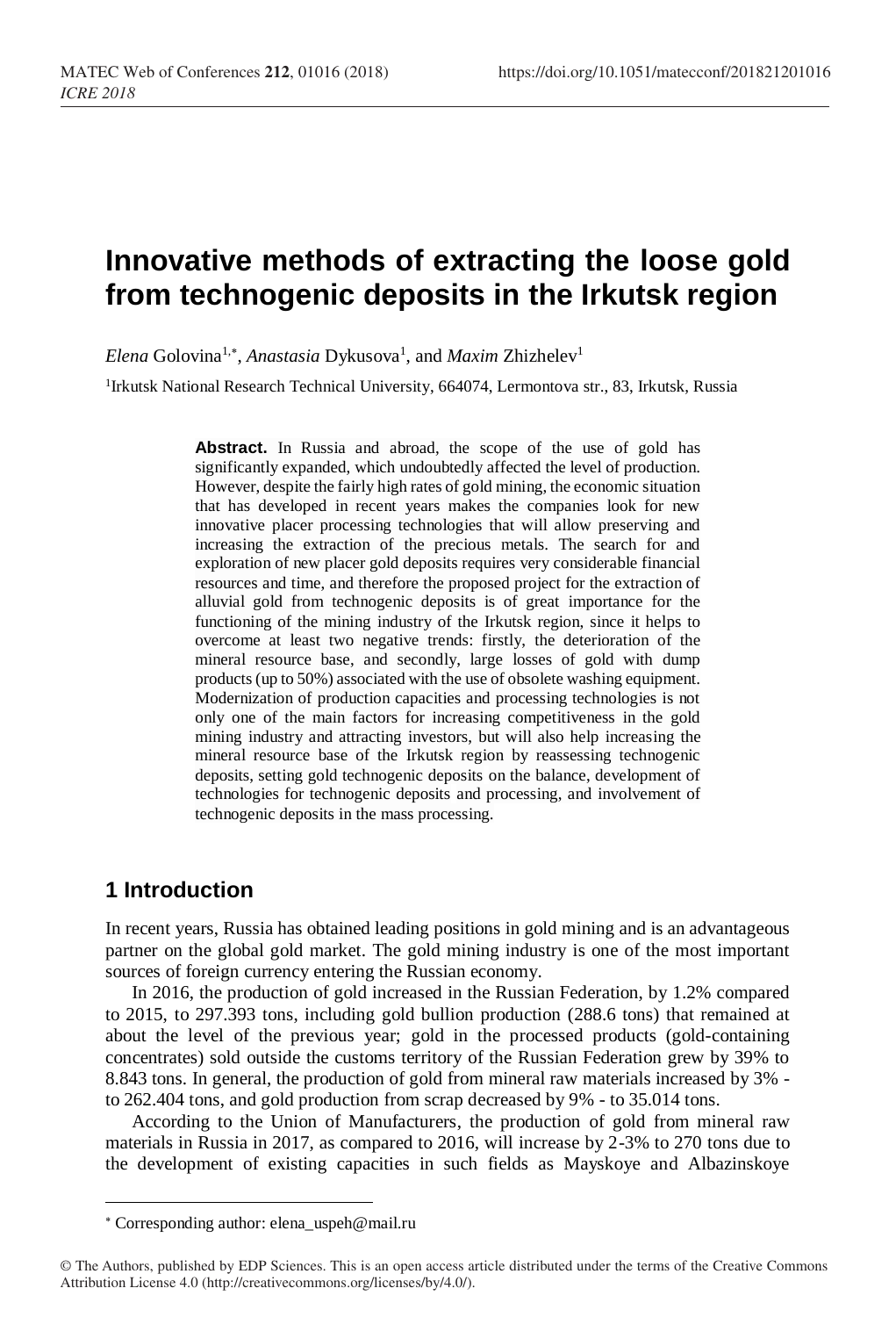# Innovative methods of extracting the loose gold from technogenic deposits in the Irkutsk region

*Elena* Golovina[1,*], *Anastasia* Dykusova[1], and *Maxim* Zhizhelev[1]

[1]Irkutsk National Research Technical University, 664074, Lermontova str., 83, Irkutsk, Russia

**Abstract.** In Russia and abroad, the scope of the use of gold has significantly expanded, which undoubtedly affected the level of production. However, despite the fairly high rates of gold mining, the economic situation that has developed in recent years makes the companies look for new innovative placer processing technologies that will allow preserving and increasing the extraction of the precious metals. The search for and exploration of new placer gold deposits requires very considerable financial resources and time, and therefore the proposed project for the extraction of alluvial gold from technogenic deposits is of great importance for the functioning of the mining industry of the Irkutsk region, since it helps to overcome at least two negative trends: firstly, the deterioration of the mineral resource base, and secondly, large losses of gold with dump products (up to 50%) associated with the use of obsolete washing equipment. Modernization of production capacities and processing technologies is not only one of the main factors for increasing competitiveness in the gold mining industry and attracting investors, but will also help increasing the mineral resource base of the Irkutsk region by reassessing technogenic deposits, setting gold technogenic deposits on the balance, development of technologies for technogenic deposits and processing, and involvement of technogenic deposits in the mass processing.

## 1 Introduction

In recent years, Russia has obtained leading positions in gold mining and is an advantageous partner on the global gold market. The gold mining industry is one of the most important sources of foreign currency entering the Russian economy.

In 2016, the production of gold increased in the Russian Federation, by 1.2% compared to 2015, to 297.393 tons, including gold bullion production (288.6 tons) that remained at about the level of the previous year; gold in the processed products (gold-containing concentrates) sold outside the customs territory of the Russian Federation grew by 39% to 8.843 tons. In general, the production of gold from mineral raw materials increased by 3% - to 262.404 tons, and gold production from scrap decreased by 9% - to 35.014 tons.

According to the Union of Manufacturers, the production of gold from mineral raw materials in Russia in 2017, as compared to 2016, will increase by 2-3% to 270 tons due to the development of existing capacities in such fields as Mayskoye and Albazinskoye

* Corresponding author: elena_uspeh@mail.ru

© The Authors, published by EDP Sciences. This is an open access article distributed under the terms of the Creative Commons Attribution License 4.0 (http://creativecommons.org/licenses/by/4.0/).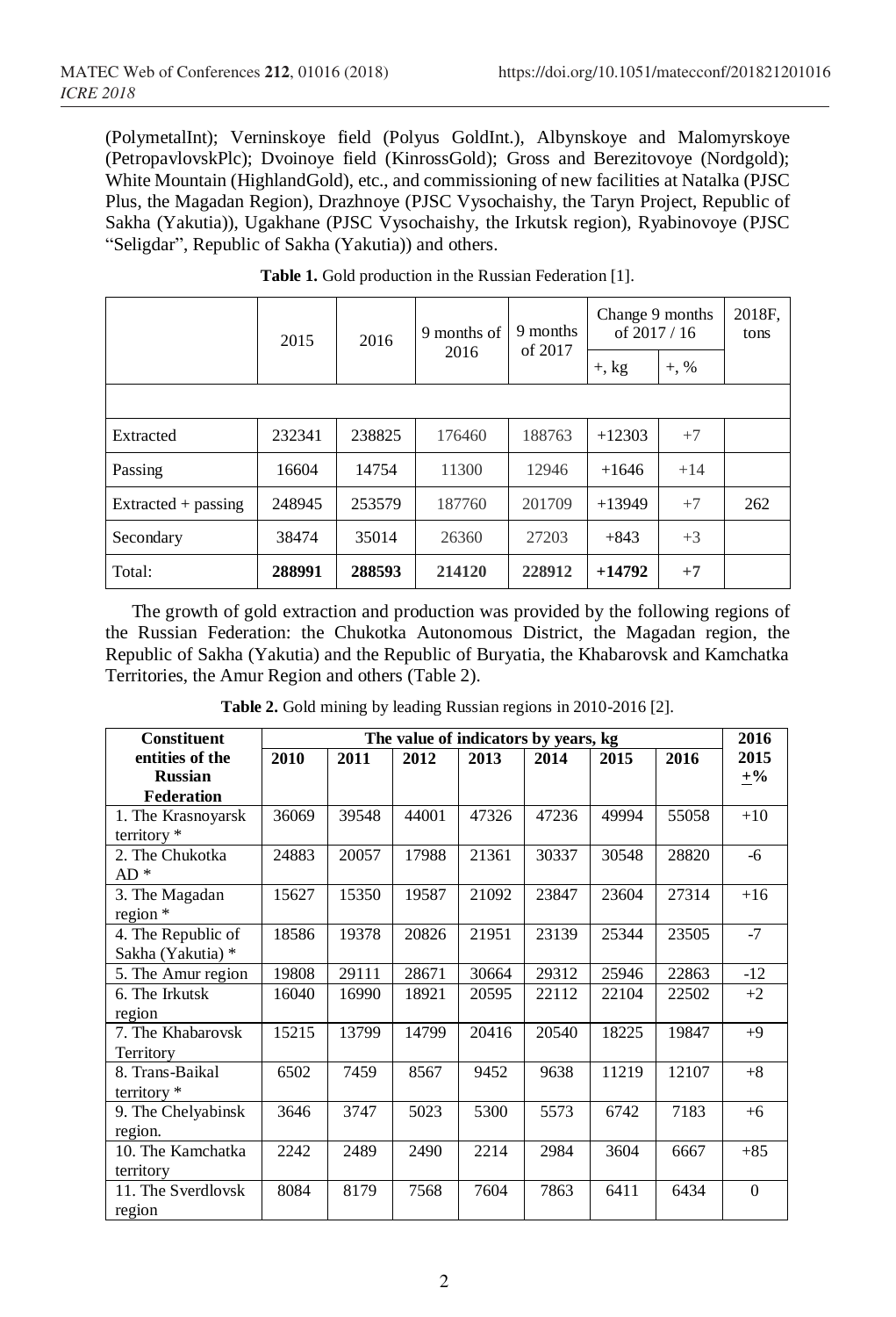(PolymetalInt); Verninskoye field (Polyus GoldInt.), Albynskoye and Malomyrskoye (PetropavlovskPlc); Dvoinoye field (KinrossGold); Gross and Berezitovoye (Nordgold); White Mountain (HighlandGold), etc., and commissioning of new facilities at Natalka (PJSC Plus, the Magadan Region), Drazhnoye (PJSC Vysochaishy, the Taryn Project, Republic of Sakha (Yakutia)), Ugakhane (PJSC Vysochaishy, the Irkutsk region), Ryabinovoye (PJSC "Seligdar", Republic of Sakha (Yakutia)) and others.

**Table 1.** Gold production in the Russian Federation [1].

| | 2015 | 2016 | 9 months of 2016 | 9 months of 2017 | Change 9 months of 2017 / 16 | | 2018F, tons |
|---|---|---|---|---|---|---|---|
| | | | | | +, kg | +, % | |
| | | | | | | | |
| Extracted | 232341 | 238825 | 176460 | 188763 | +12303 | +7 | |
| Passing | 16604 | 14754 | 11300 | 12946 | +1646 | +14 | |
| Extracted + passing | 248945 | 253579 | 187760 | 201709 | +13949 | +7 | 262 |
| Secondary | 38474 | 35014 | 26360 | 27203 | +843 | +3 | |
| Total: | **288991** | **288593** | **214120** | **228912** | **+14792** | **+7** | |

The growth of gold extraction and production was provided by the following regions of the Russian Federation: the Chukotka Autonomous District, the Magadan region, the Republic of Sakha (Yakutia) and the Republic of Buryatia, the Khabarovsk and Kamchatka Territories, the Amur Region and others (Table 2).

**Table 2.** Gold mining by leading Russian regions in 2010-2016 [2].

| **Constituent entities of the Russian Federation** | **The value of indicators by years, kg** | | | | | | | **2016** |
|---|---|---|---|---|---|---|---|---|
| | **2010** | **2011** | **2012** | **2013** | **2014** | **2015** | **2016** | **2015 ±%** |
| 1. The Krasnoyarsk territory * | 36069 | 39548 | 44001 | 47326 | 47236 | 49994 | 55058 | +10 |
| 2. The Chukotka AD * | 24883 | 20057 | 17988 | 21361 | 30337 | 30548 | 28820 | -6 |
| 3. The Magadan region * | 15627 | 15350 | 19587 | 21092 | 23847 | 23604 | 27314 | +16 |
| 4. The Republic of Sakha (Yakutia) * | 18586 | 19378 | 20826 | 21951 | 23139 | 25344 | 23505 | -7 |
| 5. The Amur region | 19808 | 29111 | 28671 | 30664 | 29312 | 25946 | 22863 | -12 |
| 6. The Irkutsk region | 16040 | 16990 | 18921 | 20595 | 22112 | 22104 | 22502 | +2 |
| 7. The Khabarovsk Territory | 15215 | 13799 | 14799 | 20416 | 20540 | 18225 | 19847 | +9 |
| 8. Trans-Baikal territory * | 6502 | 7459 | 8567 | 9452 | 9638 | 11219 | 12107 | +8 |
| 9. The Chelyabinsk region. | 3646 | 3747 | 5023 | 5300 | 5573 | 6742 | 7183 | +6 |
| 10. The Kamchatka territory | 2242 | 2489 | 2490 | 2214 | 2984 | 3604 | 6667 | +85 |
| 11. The Sverdlovsk region | 8084 | 8179 | 7568 | 7604 | 7863 | 6411 | 6434 | 0 |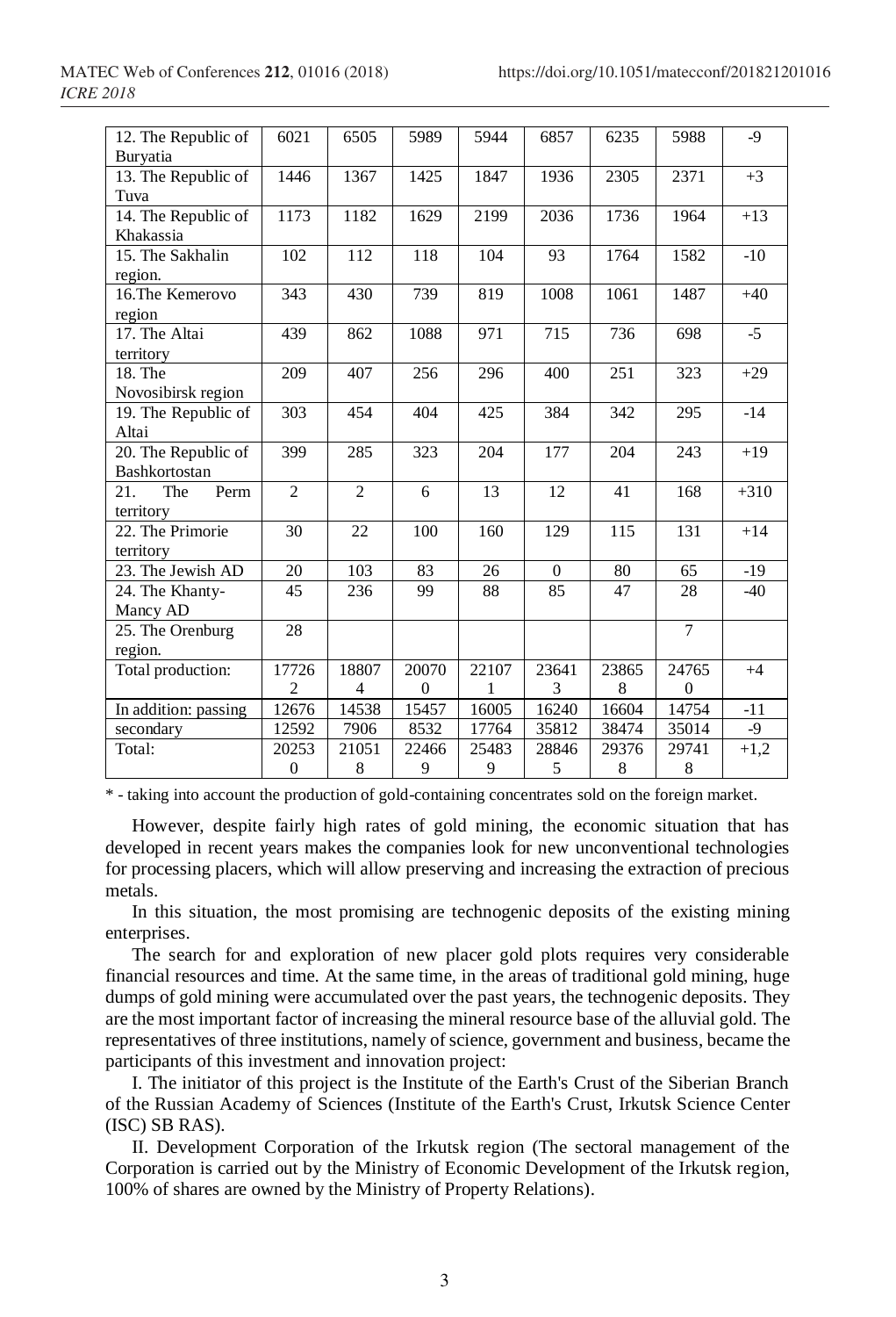| 12. The Republic of Buryatia | 6021 | 6505 | 5989 | 5944 | 6857 | 6235 | 5988 | -9 |
|---|---|---|---|---|---|---|---|---|
| 13. The Republic of Tuva | 1446 | 1367 | 1425 | 1847 | 1936 | 2305 | 2371 | +3 |
| 14. The Republic of Khakassia | 1173 | 1182 | 1629 | 2199 | 2036 | 1736 | 1964 | +13 |
| 15. The Sakhalin region. | 102 | 112 | 118 | 104 | 93 | 1764 | 1582 | -10 |
| 16.The Kemerovo region | 343 | 430 | 739 | 819 | 1008 | 1061 | 1487 | +40 |
| 17. The Altai territory | 439 | 862 | 1088 | 971 | 715 | 736 | 698 | -5 |
| 18. The Novosibirsk region | 209 | 407 | 256 | 296 | 400 | 251 | 323 | +29 |
| 19. The Republic of Altai | 303 | 454 | 404 | 425 | 384 | 342 | 295 | -14 |
| 20. The Republic of Bashkortostan | 399 | 285 | 323 | 204 | 177 | 204 | 243 | +19 |
| 21. The Perm territory | 2 | 2 | 6 | 13 | 12 | 41 | 168 | +310 |
| 22. The Primorie territory | 30 | 22 | 100 | 160 | 129 | 115 | 131 | +14 |
| 23. The Jewish AD | 20 | 103 | 83 | 26 | 0 | 80 | 65 | -19 |
| 24. The Khanty-Mancy AD | 45 | 236 | 99 | 88 | 85 | 47 | 28 | -40 |
| 25. The Orenburg region. | 28 | | | | | | 7 | |
| Total production: | 177262 | 188074 | 200700 | 221071 | 236413 | 238658 | 247650 | +4 |
| In addition: passing | 12676 | 14538 | 15457 | 16005 | 16240 | 16604 | 14754 | -11 |
| secondary | 12592 | 7906 | 8532 | 17764 | 35812 | 38474 | 35014 | -9 |
| Total: | 202530 | 210518 | 224669 | 254839 | 288465 | 293768 | 297418 | +1,2 |

* - taking into account the production of gold-containing concentrates sold on the foreign market.

However, despite fairly high rates of gold mining, the economic situation that has developed in recent years makes the companies look for new unconventional technologies for processing placers, which will allow preserving and increasing the extraction of precious metals.

In this situation, the most promising are technogenic deposits of the existing mining enterprises.

The search for and exploration of new placer gold plots requires very considerable financial resources and time. At the same time, in the areas of traditional gold mining, huge dumps of gold mining were accumulated over the past years, the technogenic deposits. They are the most important factor of increasing the mineral resource base of the alluvial gold. The representatives of three institutions, namely of science, government and business, became the participants of this investment and innovation project:

I. The initiator of this project is the Institute of the Earth's Crust of the Siberian Branch of the Russian Academy of Sciences (Institute of the Earth's Crust, Irkutsk Science Center (ISC) SB RAS).

II. Development Corporation of the Irkutsk region (The sectoral management of the Corporation is carried out by the Ministry of Economic Development of the Irkutsk region, 100% of shares are owned by the Ministry of Property Relations).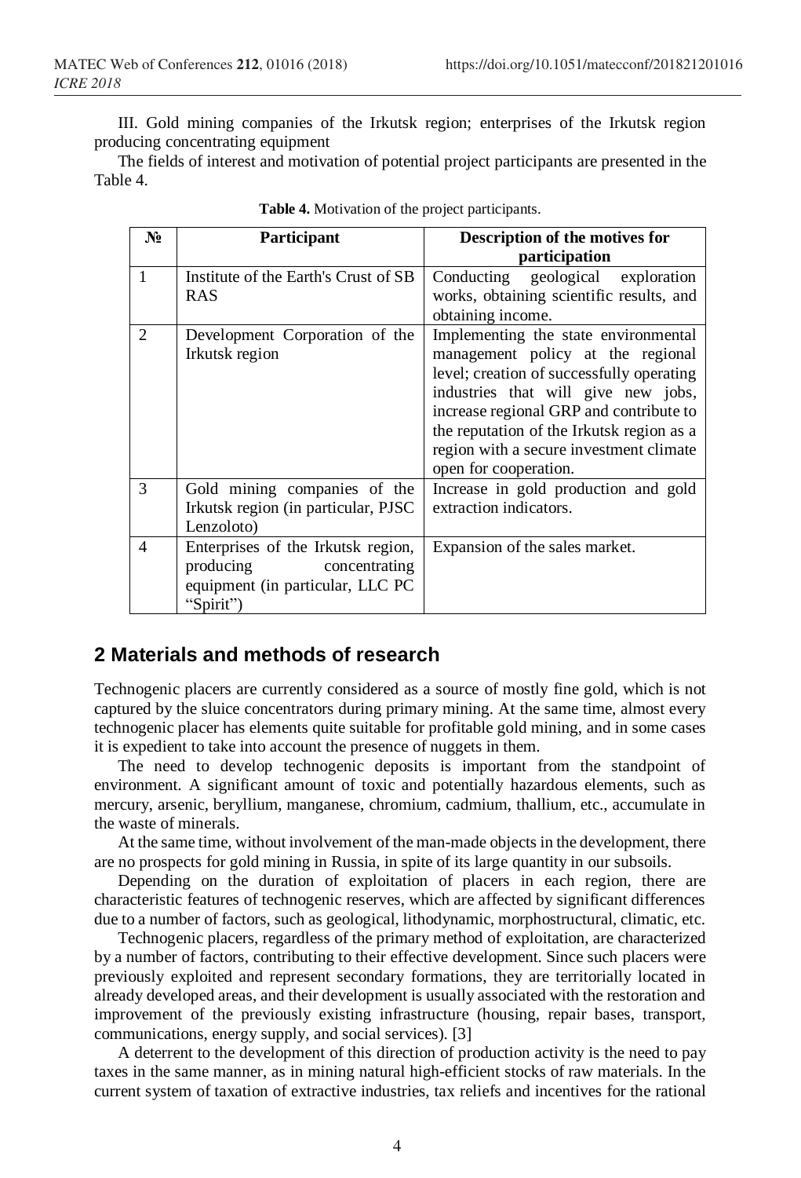III. Gold mining companies of the Irkutsk region; enterprises of the Irkutsk region producing concentrating equipment

The fields of interest and motivation of potential project participants are presented in the Table 4.

**Table 4.** Motivation of the project participants.

| № | Participant | Description of the motives for participation |
|---|---|---|
| 1 | Institute of the Earth's Crust of SB RAS | Conducting geological exploration works, obtaining scientific results, and obtaining income. |
| 2 | Development Corporation of the Irkutsk region | Implementing the state environmental management policy at the regional level; creation of successfully operating industries that will give new jobs, increase regional GRP and contribute to the reputation of the Irkutsk region as a region with a secure investment climate open for cooperation. |
| 3 | Gold mining companies of the Irkutsk region (in particular, PJSC Lenzoloto) | Increase in gold production and gold extraction indicators. |
| 4 | Enterprises of the Irkutsk region, producing concentrating equipment (in particular, LLC PC "Spirit") | Expansion of the sales market. |

## 2 Materials and methods of research

Technogenic placers are currently considered as a source of mostly fine gold, which is not captured by the sluice concentrators during primary mining. At the same time, almost every technogenic placer has elements quite suitable for profitable gold mining, and in some cases it is expedient to take into account the presence of nuggets in them.

The need to develop technogenic deposits is important from the standpoint of environment. A significant amount of toxic and potentially hazardous elements, such as mercury, arsenic, beryllium, manganese, chromium, cadmium, thallium, etc., accumulate in the waste of minerals.

At the same time, without involvement of the man-made objects in the development, there are no prospects for gold mining in Russia, in spite of its large quantity in our subsoils.

Depending on the duration of exploitation of placers in each region, there are characteristic features of technogenic reserves, which are affected by significant differences due to a number of factors, such as geological, lithodynamic, morphostructural, climatic, etc.

Technogenic placers, regardless of the primary method of exploitation, are characterized by a number of factors, contributing to their effective development. Since such placers were previously exploited and represent secondary formations, they are territorially located in already developed areas, and their development is usually associated with the restoration and improvement of the previously existing infrastructure (housing, repair bases, transport, communications, energy supply, and social services). [3]

A deterrent to the development of this direction of production activity is the need to pay taxes in the same manner, as in mining natural high-efficient stocks of raw materials. In the current system of taxation of extractive industries, tax reliefs and incentives for the rational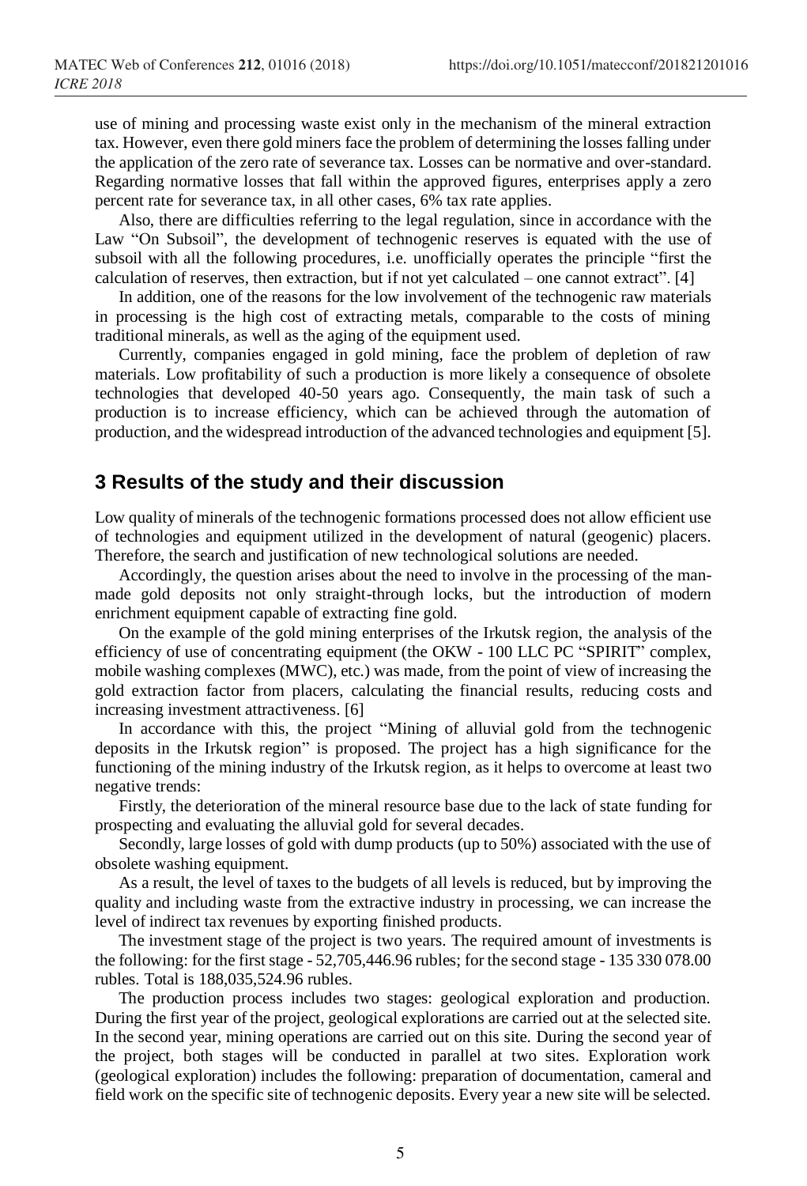use of mining and processing waste exist only in the mechanism of the mineral extraction tax. However, even there gold miners face the problem of determining the losses falling under the application of the zero rate of severance tax. Losses can be normative and over-standard. Regarding normative losses that fall within the approved figures, enterprises apply a zero percent rate for severance tax, in all other cases, 6% tax rate applies.

Also, there are difficulties referring to the legal regulation, since in accordance with the Law "On Subsoil", the development of technogenic reserves is equated with the use of subsoil with all the following procedures, i.e. unofficially operates the principle "first the calculation of reserves, then extraction, but if not yet calculated – one cannot extract". [4]

In addition, one of the reasons for the low involvement of the technogenic raw materials in processing is the high cost of extracting metals, comparable to the costs of mining traditional minerals, as well as the aging of the equipment used.

Currently, companies engaged in gold mining, face the problem of depletion of raw materials. Low profitability of such a production is more likely a consequence of obsolete technologies that developed 40-50 years ago. Consequently, the main task of such a production is to increase efficiency, which can be achieved through the automation of production, and the widespread introduction of the advanced technologies and equipment [5].

## 3 Results of the study and their discussion

Low quality of minerals of the technogenic formations processed does not allow efficient use of technologies and equipment utilized in the development of natural (geogenic) placers. Therefore, the search and justification of new technological solutions are needed.

Accordingly, the question arises about the need to involve in the processing of the man-made gold deposits not only straight-through locks, but the introduction of modern enrichment equipment capable of extracting fine gold.

On the example of the gold mining enterprises of the Irkutsk region, the analysis of the efficiency of use of concentrating equipment (the OKW - 100 LLC PC "SPIRIT" complex, mobile washing complexes (MWC), etc.) was made, from the point of view of increasing the gold extraction factor from placers, calculating the financial results, reducing costs and increasing investment attractiveness. [6]

In accordance with this, the project "Mining of alluvial gold from the technogenic deposits in the Irkutsk region" is proposed. The project has a high significance for the functioning of the mining industry of the Irkutsk region, as it helps to overcome at least two negative trends:

Firstly, the deterioration of the mineral resource base due to the lack of state funding for prospecting and evaluating the alluvial gold for several decades.

Secondly, large losses of gold with dump products (up to 50%) associated with the use of obsolete washing equipment.

As a result, the level of taxes to the budgets of all levels is reduced, but by improving the quality and including waste from the extractive industry in processing, we can increase the level of indirect tax revenues by exporting finished products.

The investment stage of the project is two years. The required amount of investments is the following: for the first stage - 52,705,446.96 rubles; for the second stage - 135 330 078.00 rubles. Total is 188,035,524.96 rubles.

The production process includes two stages: geological exploration and production. During the first year of the project, geological explorations are carried out at the selected site. In the second year, mining operations are carried out on this site. During the second year of the project, both stages will be conducted in parallel at two sites. Exploration work (geological exploration) includes the following: preparation of documentation, cameral and field work on the specific site of technogenic deposits. Every year a new site will be selected.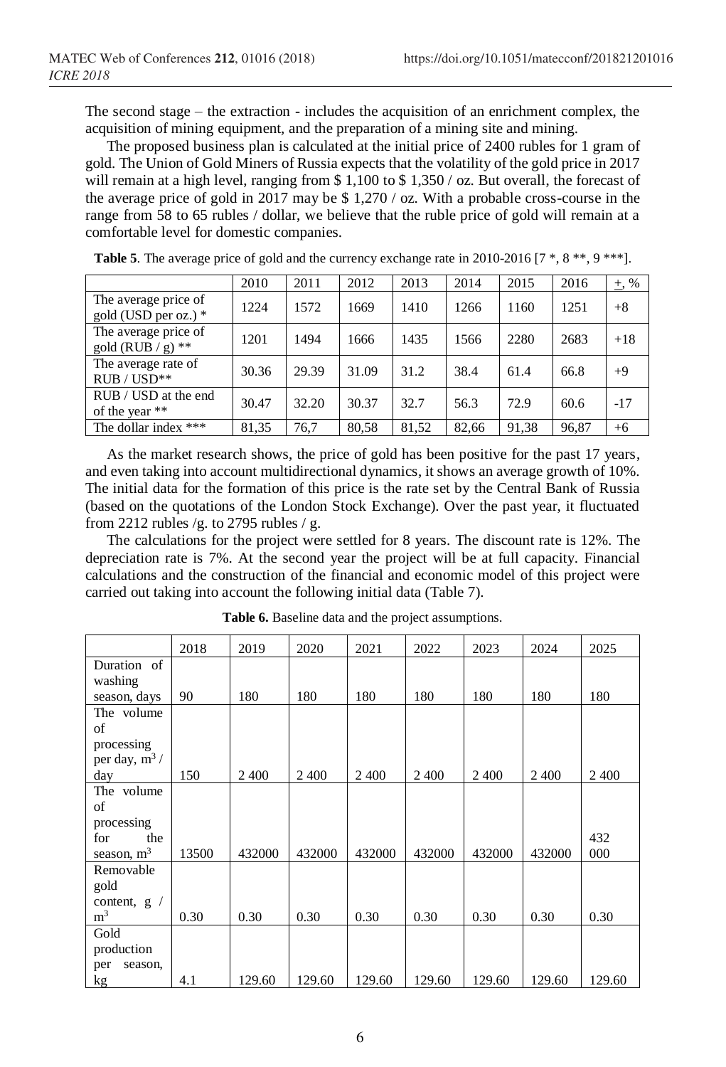The second stage – the extraction - includes the acquisition of an enrichment complex, the acquisition of mining equipment, and the preparation of a mining site and mining.

The proposed business plan is calculated at the initial price of 2400 rubles for 1 gram of gold. The Union of Gold Miners of Russia expects that the volatility of the gold price in 2017 will remain at a high level, ranging from $ 1,100 to $ 1,350 / oz. But overall, the forecast of the average price of gold in 2017 may be $ 1,270 / oz. With a probable cross-course in the range from 58 to 65 rubles / dollar, we believe that the ruble price of gold will remain at a comfortable level for domestic companies.

**Table 5**. The average price of gold and the currency exchange rate in 2010-2016 [7 *, 8 **, 9 ***].

| | 2010 | 2011 | 2012 | 2013 | 2014 | 2015 | 2016 | ±, % |
|---|---|---|---|---|---|---|---|---|
| The average price of gold (USD per oz.) * | 1224 | 1572 | 1669 | 1410 | 1266 | 1160 | 1251 | +8 |
| The average price of gold (RUB / g) ** | 1201 | 1494 | 1666 | 1435 | 1566 | 2280 | 2683 | +18 |
| The average rate of RUB / USD** | 30.36 | 29.39 | 31.09 | 31.2 | 38.4 | 61.4 | 66.8 | +9 |
| RUB / USD at the end of the year ** | 30.47 | 32.20 | 30.37 | 32.7 | 56.3 | 72.9 | 60.6 | -17 |
| The dollar index *** | 81,35 | 76,7 | 80,58 | 81,52 | 82,66 | 91,38 | 96,87 | +6 |

As the market research shows, the price of gold has been positive for the past 17 years, and even taking into account multidirectional dynamics, it shows an average growth of 10%. The initial data for the formation of this price is the rate set by the Central Bank of Russia (based on the quotations of the London Stock Exchange). Over the past year, it fluctuated from 2212 rubles /g. to 2795 rubles / g.

The calculations for the project were settled for 8 years. The discount rate is 12%. The depreciation rate is 7%. At the second year the project will be at full capacity. Financial calculations and the construction of the financial and economic model of this project were carried out taking into account the following initial data (Table 7).

**Table 6.** Baseline data and the project assumptions.

| | 2018 | 2019 | 2020 | 2021 | 2022 | 2023 | 2024 | 2025 |
|---|---|---|---|---|---|---|---|---|
| Duration of washing season, days | 90 | 180 | 180 | 180 | 180 | 180 | 180 | 180 |
| The volume of processing per day, $m^3$ / day | 150 | 2 400 | 2 400 | 2 400 | 2 400 | 2 400 | 2 400 | 2 400 |
| The volume of processing for the season, $m^3$ | 13500 | 432000 | 432000 | 432000 | 432000 | 432000 | 432000 | 432 000 |
| Removable gold content, g / $m^3$ | 0.30 | 0.30 | 0.30 | 0.30 | 0.30 | 0.30 | 0.30 | 0.30 |
| Gold production per season, kg | 4.1 | 129.60 | 129.60 | 129.60 | 129.60 | 129.60 | 129.60 | 129.60 |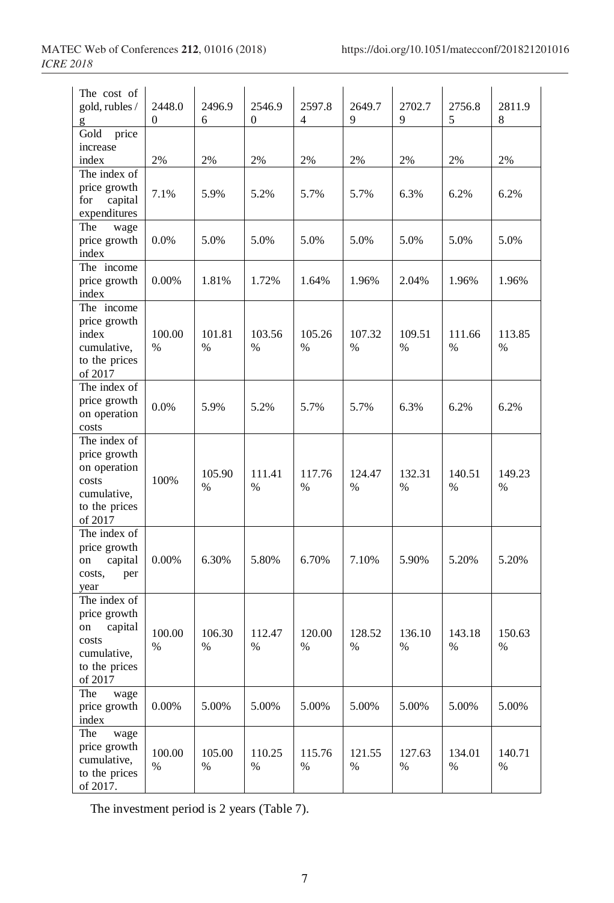| The cost of gold, rubles / g | 2448.00 | 2496.96 | 2546.90 | 2597.84 | 2649.79 | 2702.79 | 2756.85 | 2811.98 |
|---|---|---|---|---|---|---|---|---|
| Gold price increase index | 2% | 2% | 2% | 2% | 2% | 2% | 2% | 2% |
| The index of price growth for capital expenditures | 7.1% | 5.9% | 5.2% | 5.7% | 5.7% | 6.3% | 6.2% | 6.2% |
| The wage price growth index | 0.0% | 5.0% | 5.0% | 5.0% | 5.0% | 5.0% | 5.0% | 5.0% |
| The income price growth index | 0.00% | 1.81% | 1.72% | 1.64% | 1.96% | 2.04% | 1.96% | 1.96% |
| The income price growth index cumulative, to the prices of 2017 | 100.00 % | 101.81 % | 103.56 % | 105.26 % | 107.32 % | 109.51 % | 111.66 % | 113.85 % |
| The index of price growth on operation costs | 0.0% | 5.9% | 5.2% | 5.7% | 5.7% | 6.3% | 6.2% | 6.2% |
| The index of price growth on operation costs cumulative, to the prices of 2017 | 100% | 105.90 % | 111.41 % | 117.76 % | 124.47 % | 132.31 % | 140.51 % | 149.23 % |
| The index of price growth on capital costs, per year | 0.00% | 6.30% | 5.80% | 6.70% | 7.10% | 5.90% | 5.20% | 5.20% |
| The index of price growth on capital costs cumulative, to the prices of 2017 | 100.00 % | 106.30 % | 112.47 % | 120.00 % | 128.52 % | 136.10 % | 143.18 % | 150.63 % |
| The wage price growth index | 0.00% | 5.00% | 5.00% | 5.00% | 5.00% | 5.00% | 5.00% | 5.00% |
| The wage price growth cumulative, to the prices of 2017. | 100.00 % | 105.00 % | 110.25 % | 115.76 % | 121.55 % | 127.63 % | 134.01 % | 140.71 % |

The investment period is 2 years (Table 7).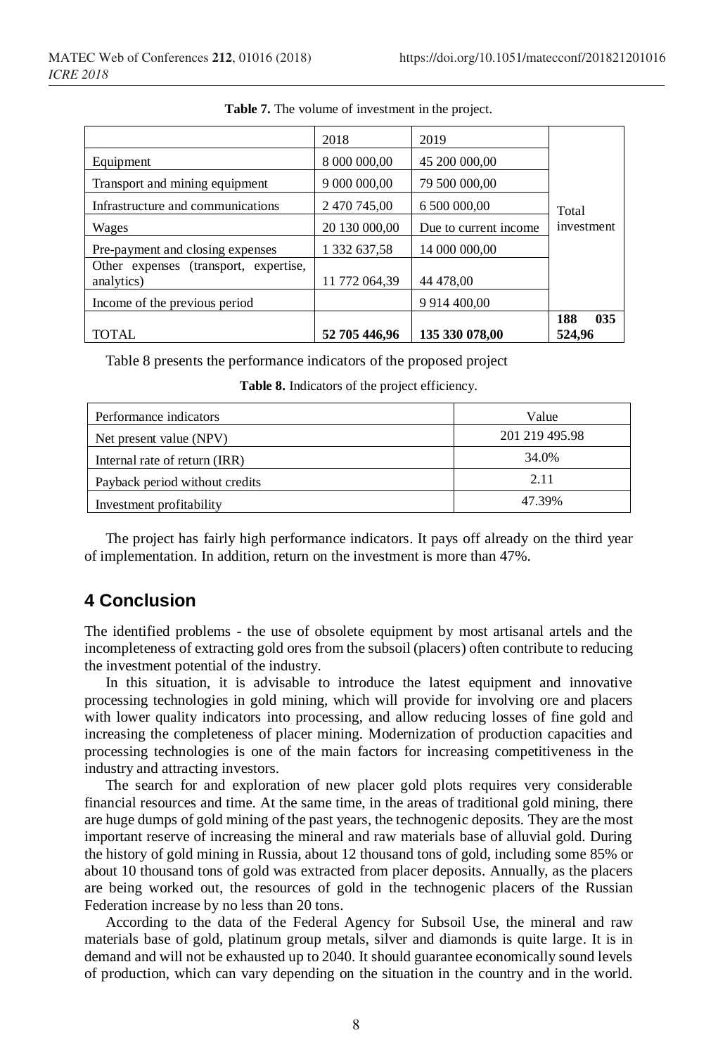**Table 7.** The volume of investment in the project.

| | 2018 | 2019 | |
|---|---|---|---|
| Equipment | 8 000 000,00 | 45 200 000,00 | Total investment |
| Transport and mining equipment | 9 000 000,00 | 79 500 000,00 | |
| Infrastructure and communications | 2 470 745,00 | 6 500 000,00 | |
| Wages | 20 130 000,00 | Due to current income | |
| Pre-payment and closing expenses | 1 332 637,58 | 14 000 000,00 | |
| Other expenses (transport, expertise, analytics) | 11 772 064,39 | 44 478,00 | |
| Income of the previous period | | 9 914 400,00 | |
| TOTAL | **52 705 446,96** | **135 330 078,00** | **188 035 524,96** |

Table 8 presents the performance indicators of the proposed project

**Table 8.** Indicators of the project efficiency.

| Performance indicators | Value |
|---|---|
| Net present value (NPV) | 201 219 495.98 |
| Internal rate of return (IRR) | 34.0% |
| Payback period without credits | 2.11 |
| Investment profitability | 47.39% |

The project has fairly high performance indicators. It pays off already on the third year of implementation. In addition, return on the investment is more than 47%.

## 4 Conclusion

The identified problems - the use of obsolete equipment by most artisanal artels and the incompleteness of extracting gold ores from the subsoil (placers) often contribute to reducing the investment potential of the industry.

In this situation, it is advisable to introduce the latest equipment and innovative processing technologies in gold mining, which will provide for involving ore and placers with lower quality indicators into processing, and allow reducing losses of fine gold and increasing the completeness of placer mining. Modernization of production capacities and processing technologies is one of the main factors for increasing competitiveness in the industry and attracting investors.

The search for and exploration of new placer gold plots requires very considerable financial resources and time. At the same time, in the areas of traditional gold mining, there are huge dumps of gold mining of the past years, the technogenic deposits. They are the most important reserve of increasing the mineral and raw materials base of alluvial gold. During the history of gold mining in Russia, about 12 thousand tons of gold, including some 85% or about 10 thousand tons of gold was extracted from placer deposits. Annually, as the placers are being worked out, the resources of gold in the technogenic placers of the Russian Federation increase by no less than 20 tons.

According to the data of the Federal Agency for Subsoil Use, the mineral and raw materials base of gold, platinum group metals, silver and diamonds is quite large. It is in demand and will not be exhausted up to 2040. It should guarantee economically sound levels of production, which can vary depending on the situation in the country and in the world.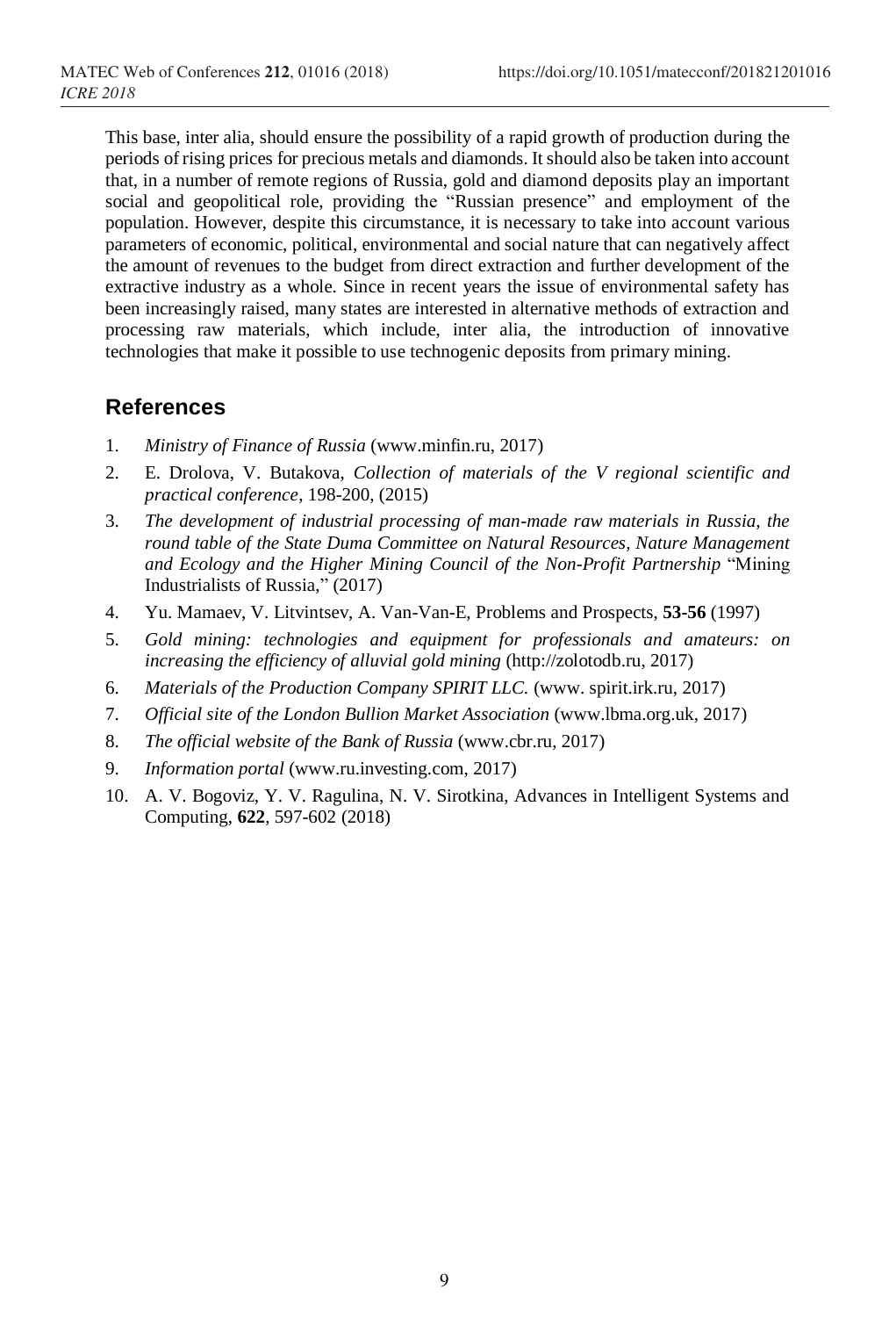This base, inter alia, should ensure the possibility of a rapid growth of production during the periods of rising prices for precious metals and diamonds. It should also be taken into account that, in a number of remote regions of Russia, gold and diamond deposits play an important social and geopolitical role, providing the "Russian presence" and employment of the population. However, despite this circumstance, it is necessary to take into account various parameters of economic, political, environmental and social nature that can negatively affect the amount of revenues to the budget from direct extraction and further development of the extractive industry as a whole. Since in recent years the issue of environmental safety has been increasingly raised, many states are interested in alternative methods of extraction and processing raw materials, which include, inter alia, the introduction of innovative technologies that make it possible to use technogenic deposits from primary mining.

## References

1. *Ministry of Finance of Russia* (www.minfin.ru, 2017)
2. E. Drolova, V. Butakova, *Collection of materials of the V regional scientific and practical conference*, 198-200, (2015)
3. *The development of industrial processing of man-made raw materials in Russia, the round table of the State Duma Committee on Natural Resources, Nature Management and Ecology and the Higher Mining Council of the Non-Profit Partnership* "Mining Industrialists of Russia," (2017)
4. Yu. Mamaev, V. Litvintsev, A. Van-Van-E, Problems and Prospects, **53-56** (1997)
5. *Gold mining: technologies and equipment for professionals and amateurs: on increasing the efficiency of alluvial gold mining* (http://zolotodb.ru, 2017)
6. *Materials of the Production Company SPIRIT LLC.* (www. spirit.irk.ru, 2017)
7. *Official site of the London Bullion Market Association* (www.lbma.org.uk, 2017)
8. *The official website of the Bank of Russia* (www.cbr.ru, 2017)
9. *Information portal* (www.ru.investing.com, 2017)
10. A. V. Bogoviz, Y. V. Ragulina, N. V. Sirotkina, Advances in Intelligent Systems and Computing, **622**, 597-602 (2018)